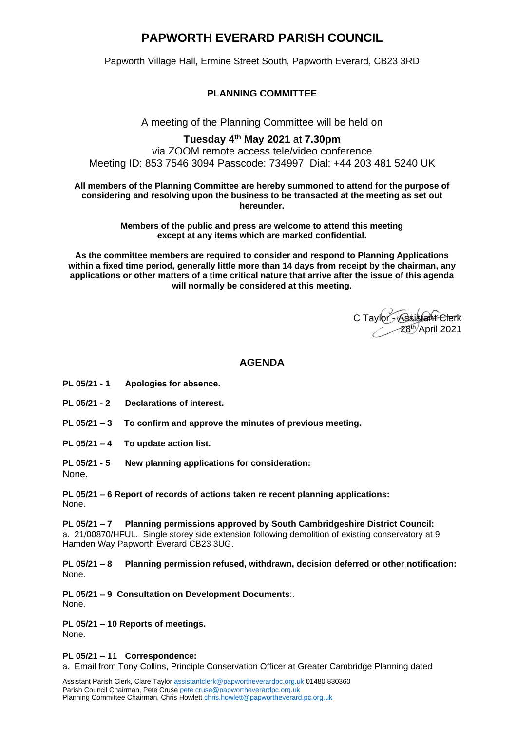# PAPWORTH EVERARD PARISH COUNCIL

Papworth Village Hall, Ermine Street South, Papworth Everard, CB23 3RD

## PLANNING COMMITTEE

A meeting of the Planning Committee will be held on

**Tuesday 4th May 2021** at **7.30pm**
via ZOOM remote access tele/video conference
Meeting ID: 853 7546 3094 Passcode: 734997 Dial: +44 203 481 5240 UK

**All members of the Planning Committee are hereby summoned to attend for the purpose of considering and resolving upon the business to be transacted at the meeting as set out hereunder.**

**Members of the public and press are welcome to attend this meeting except at any items which are marked confidential.**

**As the committee members are required to consider and respond to Planning Applications within a fixed time period, generally little more than 14 days from receipt by the chairman, any applications or other matters of a time critical nature that arrive after the issue of this agenda will normally be considered at this meeting.**

C Taylor - Assistant Clerk
28th April 2021

## AGENDA

**PL 05/21 - 1 Apologies for absence.**

**PL 05/21 - 2 Declarations of interest.**

**PL 05/21 – 3 To confirm and approve the minutes of previous meeting.**

**PL 05/21 – 4 To update action list.**

**PL 05/21 - 5 New planning applications for consideration:**
None.

**PL 05/21 – 6 Report of records of actions taken re recent planning applications:**
None.

**PL 05/21 – 7 Planning permissions approved by South Cambridgeshire District Council:**
a. 21/00870/HFUL. Single storey side extension following demolition of existing conservatory at 9 Hamden Way Papworth Everard CB23 3UG.

**PL 05/21 – 8 Planning permission refused, withdrawn, decision deferred or other notification:**
None.

**PL 05/21 – 9 Consultation on Development Documents**:.
None.

**PL 05/21 – 10 Reports of meetings.**
None.

**PL 05/21 – 11 Correspondence:**
a. Email from Tony Collins, Principle Conservation Officer at Greater Cambridge Planning dated

Assistant Parish Clerk, Clare Taylor assistantclerk@papwortheverardpc.org.uk 01480 830360
Parish Council Chairman, Pete Cruse pete.cruse@papwortheverardpc.org.uk
Planning Committee Chairman, Chris Howlett chris.howlett@papworth everard.pc.org.uk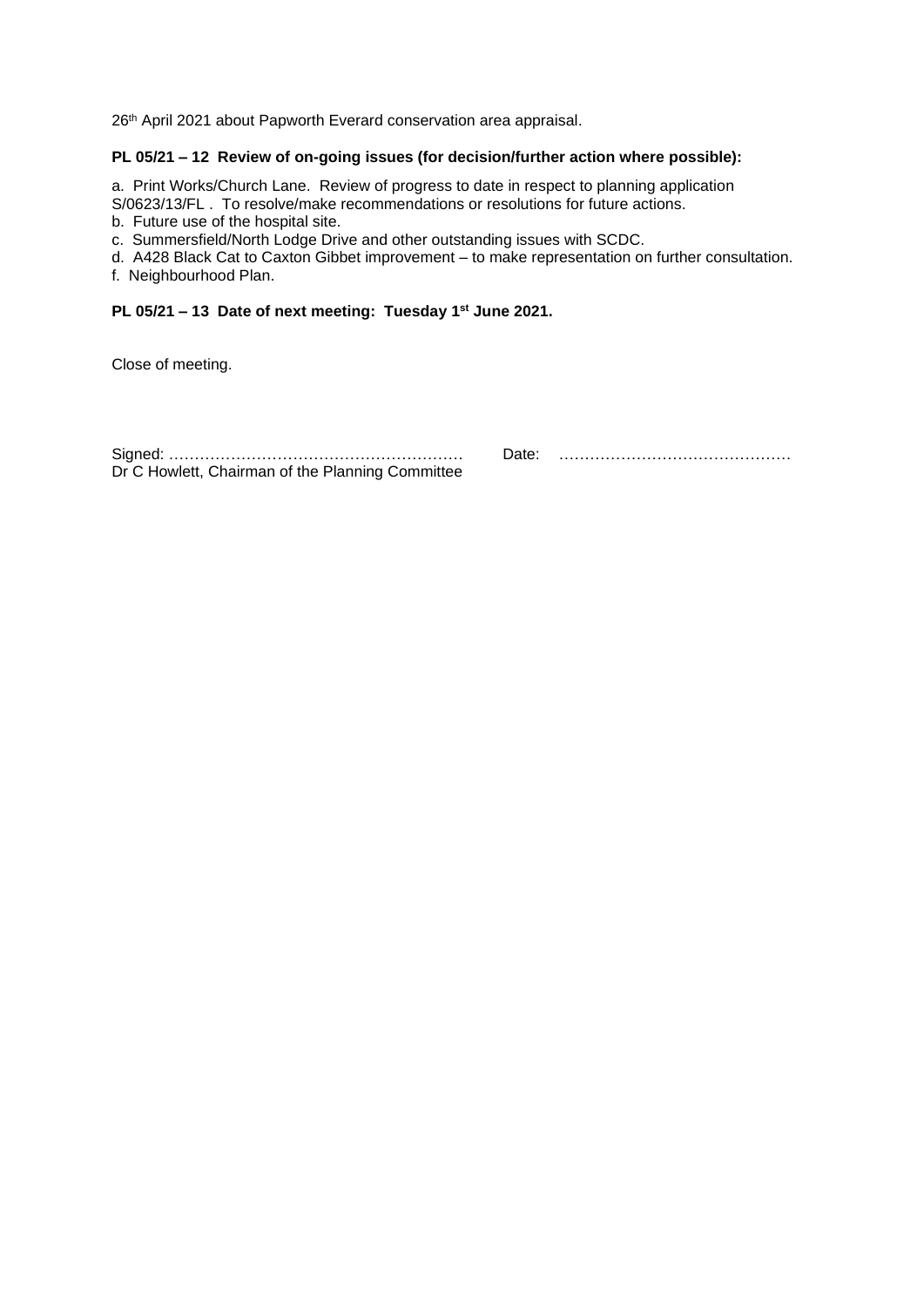26th April 2021 about Papworth Everard conservation area appraisal.

**PL 05/21 – 12  Review of on-going issues (for decision/further action where possible):**

a.  Print Works/Church Lane.  Review of progress to date in respect to planning application S/0623/13/FL .  To resolve/make recommendations or resolutions for future actions.
b.  Future use of the hospital site.
c.  Summersfield/North Lodge Drive and other outstanding issues with SCDC.
d.  A428 Black Cat to Caxton Gibbet improvement – to make representation on further consultation.
f.  Neighbourhood Plan.

**PL 05/21 – 13  Date of next meeting:  Tuesday 1st June 2021.**

Close of meeting.

Signed: ………………………………………………… Date: ………………………………………
Dr C Howlett, Chairman of the Planning Committee